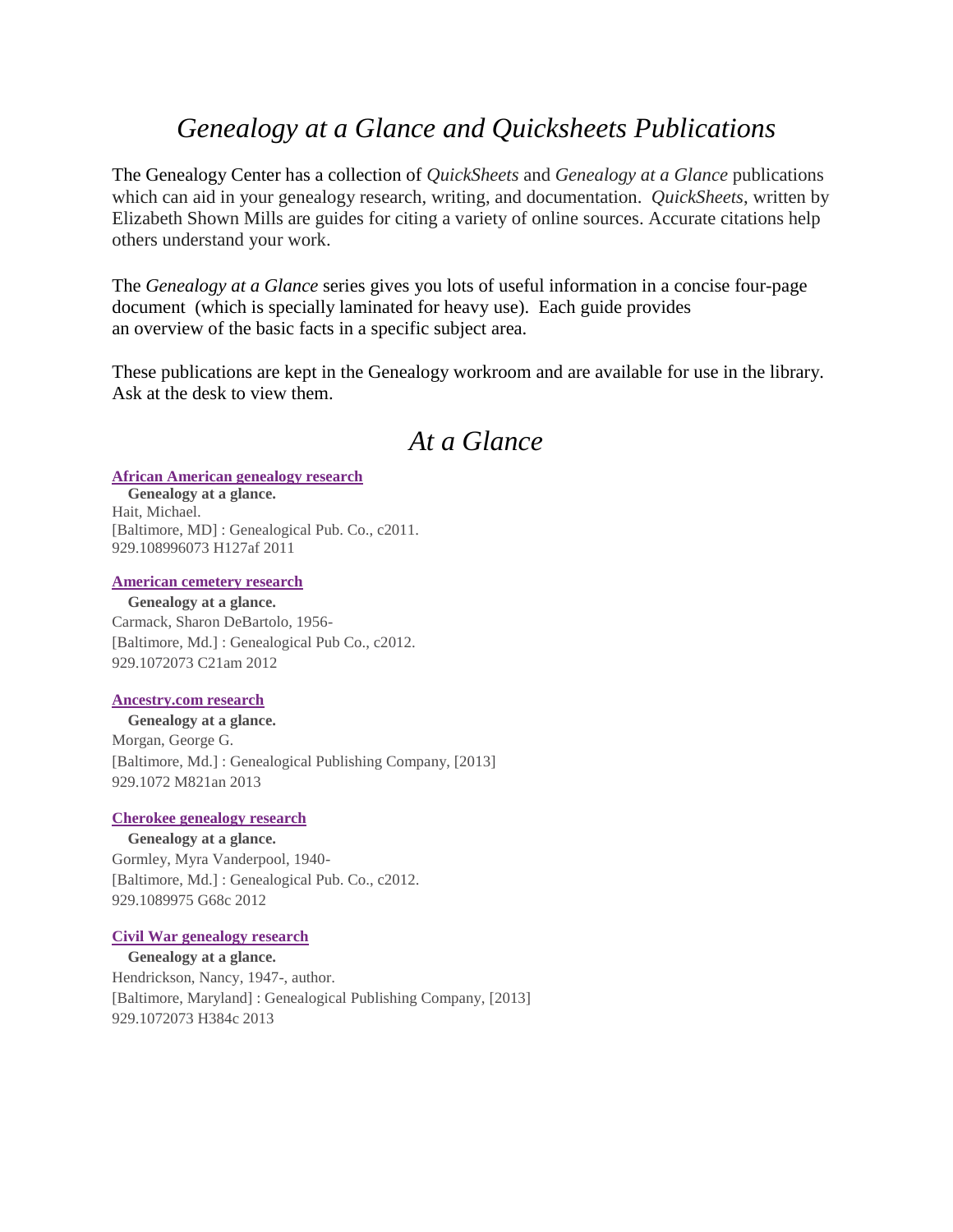# *Genealogy at a Glance and Quicksheets Publications*

The Genealogy Center has a collection of *QuickSheets* and *Genealogy at a Glance* publications which can aid in your genealogy research, writing, and documentation. *QuickSheets*, written by Elizabeth Shown Mills are guides for citing a variety of online sources. Accurate citations help others understand your work.

The *Genealogy at a Glance* series gives you lots of useful information in a concise four-page document (which is specially laminated for heavy use). Each guide provides an overview of the basic facts in a specific subject area.

These publications are kept in the Genealogy workroom and are available for use in the library. Ask at the desk to view them.

## *At a Glance*

**African American genealogy research**
**Genealogy at a glance.**
Hait, Michael.
[Baltimore, MD] : Genealogical Pub. Co., c2011.
929.108996073 H127af 2011

**American cemetery research**
**Genealogy at a glance.**
Carmack, Sharon DeBartolo, 1956-
[Baltimore, Md.] : Genealogical Pub Co., c2012.
929.1072073 C21am 2012

**Ancestry.com research**
**Genealogy at a glance.**
Morgan, George G.
[Baltimore, Md.] : Genealogical Publishing Company, [2013]
929.1072 M821an 2013

**Cherokee genealogy research**
**Genealogy at a glance.**
Gormley, Myra Vanderpool, 1940-
[Baltimore, Md.] : Genealogical Pub. Co., c2012.
929.1089975 G68c 2012

**Civil War genealogy research**
**Genealogy at a glance.**
Hendrickson, Nancy, 1947-, author.
[Baltimore, Maryland] : Genealogical Publishing Company, [2013]
929.1072073 H384c 2013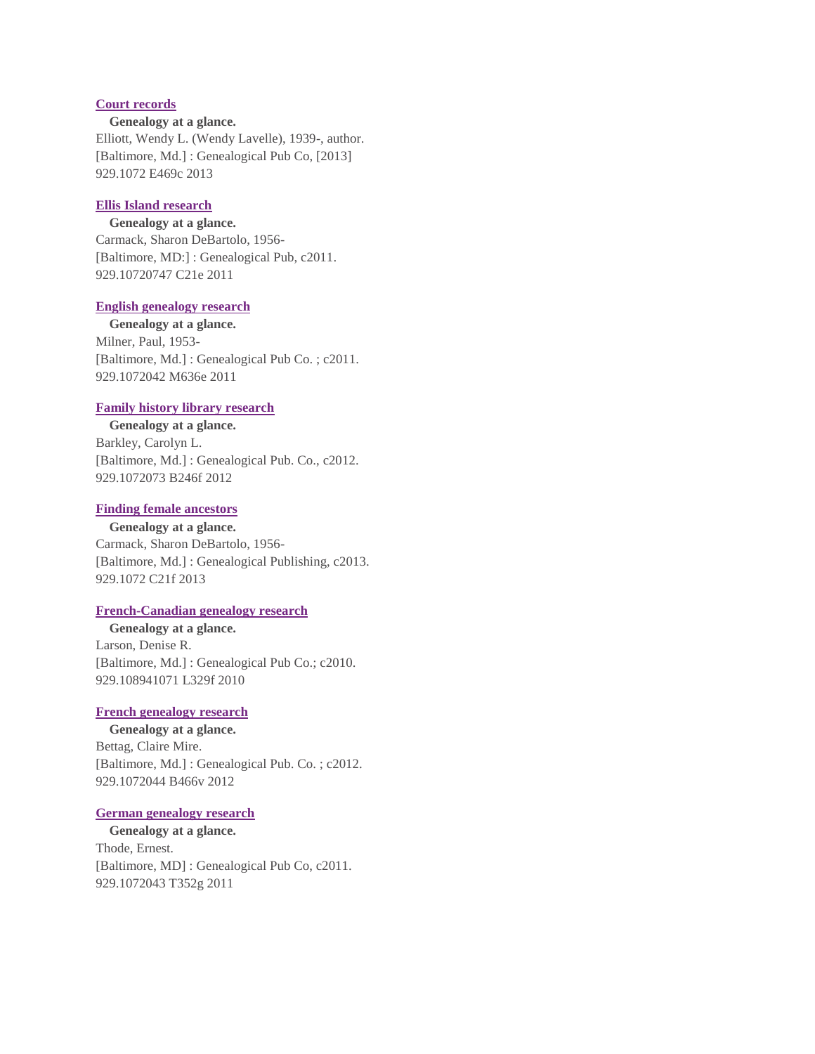[Court records]()

**Genealogy at a glance.**
Elliott, Wendy L. (Wendy Lavelle), 1939-, author.
[Baltimore, Md.] : Genealogical Pub Co, [2013]
929.1072 E469c 2013

[Ellis Island research]()

**Genealogy at a glance.**
Carmack, Sharon DeBartolo, 1956-
[Baltimore, MD:] : Genealogical Pub, c2011.
929.10720747 C21e 2011

[English genealogy research]()

**Genealogy at a glance.**
Milner, Paul, 1953-
[Baltimore, Md.] : Genealogical Pub Co. ; c2011.
929.1072042 M636e 2011

[Family history library research]()

**Genealogy at a glance.**
Barkley, Carolyn L.
[Baltimore, Md.] : Genealogical Pub. Co., c2012.
929.1072073 B246f 2012

[Finding female ancestors]()

**Genealogy at a glance.**
Carmack, Sharon DeBartolo, 1956-
[Baltimore, Md.] : Genealogical Publishing, c2013.
929.1072 C21f 2013

[French-Canadian genealogy research]()

**Genealogy at a glance.**
Larson, Denise R.
[Baltimore, Md.] : Genealogical Pub Co.; c2010.
929.108941071 L329f 2010

[French genealogy research]()

**Genealogy at a glance.**
Bettag, Claire Mire.
[Baltimore, Md.] : Genealogical Pub. Co. ; c2012.
929.1072044 B466v 2012

[German genealogy research]()

**Genealogy at a glance.**
Thode, Ernest.
[Baltimore, MD] : Genealogical Pub Co, c2011.
929.1072043 T352g 2011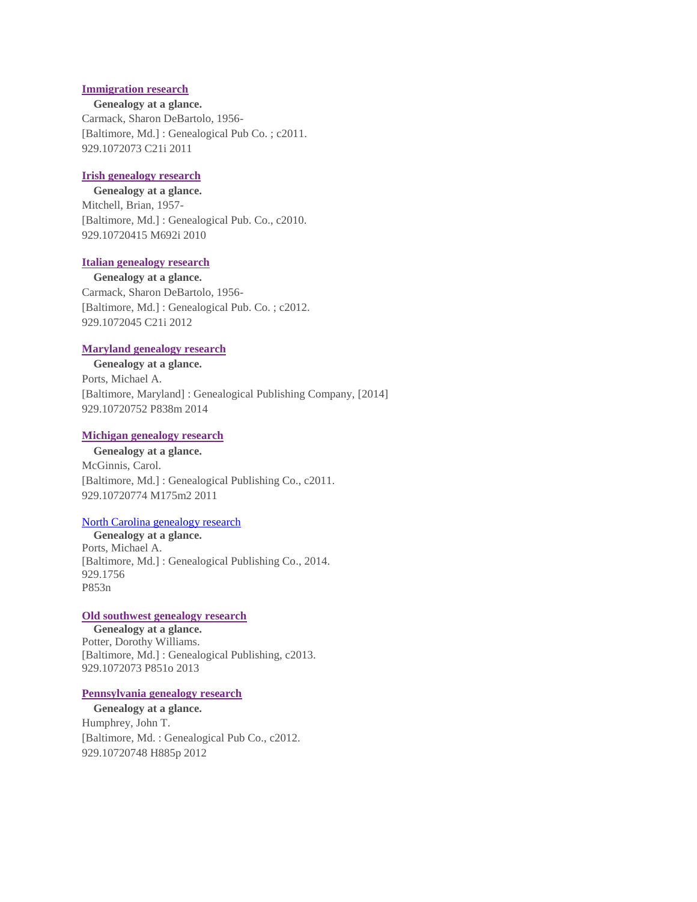**[Immigration research](#)**

**Genealogy at a glance.**
Carmack, Sharon DeBartolo, 1956-
[Baltimore, Md.] : Genealogical Pub Co. ; c2011.
929.1072073 C21i 2011

**[Irish genealogy research](#)**

**Genealogy at a glance.**
Mitchell, Brian, 1957-
[Baltimore, Md.] : Genealogical Pub. Co., c2010.
929.10720415 M692i 2010

**[Italian genealogy research](#)**

**Genealogy at a glance.**
Carmack, Sharon DeBartolo, 1956-
[Baltimore, Md.] : Genealogical Pub. Co. ; c2012.
929.1072045 C21i 2012

**[Maryland genealogy research](#)**

**Genealogy at a glance.**
Ports, Michael A.
[Baltimore, Maryland] : Genealogical Publishing Company, [2014]
929.10720752 P838m 2014

**[Michigan genealogy research](#)**

**Genealogy at a glance.**
McGinnis, Carol.
[Baltimore, Md.] : Genealogical Publishing Co., c2011.
929.10720774 M175m2 2011

[North Carolina genealogy research](#)

**Genealogy at a glance.**
Ports, Michael A.
[Baltimore, Md.] : Genealogical Publishing Co., 2014.
929.1756
P853n

**[Old southwest genealogy research](#)**

**Genealogy at a glance.**
Potter, Dorothy Williams.
[Baltimore, Md.] : Genealogical Publishing, c2013.
929.1072073 P851o 2013

**[Pennsylvania genealogy research](#)**

**Genealogy at a glance.**
Humphrey, John T.
[Baltimore, Md. : Genealogical Pub Co., c2012.
929.10720748 H885p 2012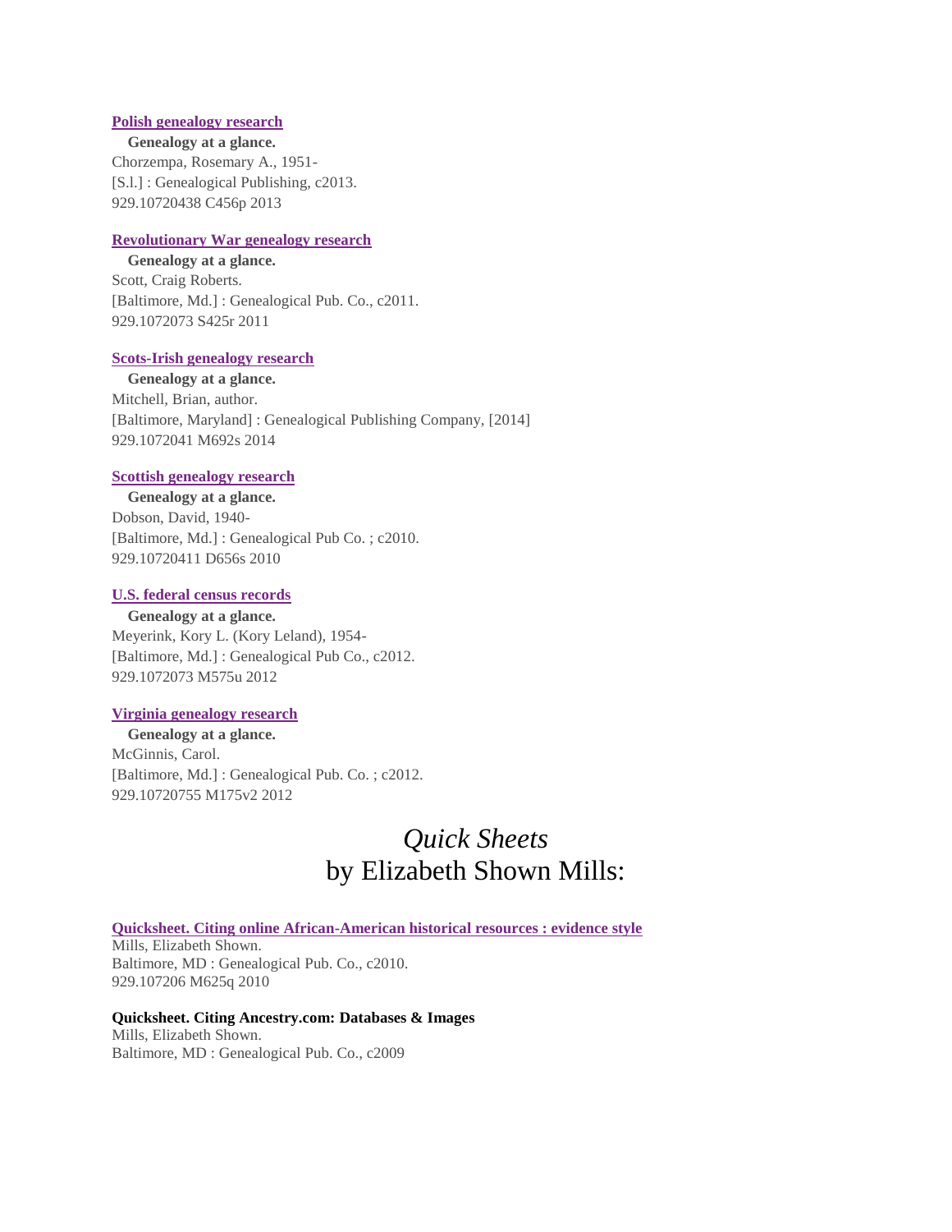**Polish genealogy research**

**Genealogy at a glance.**
Chorzempa, Rosemary A., 1951-
[S.l.] : Genealogical Publishing, c2013.
929.10720438 C456p 2013

**Revolutionary War genealogy research**

**Genealogy at a glance.**
Scott, Craig Roberts.
[Baltimore, Md.] : Genealogical Pub. Co., c2011.
929.1072073 S425r 2011

**Scots-Irish genealogy research**

**Genealogy at a glance.**
Mitchell, Brian, author.
[Baltimore, Maryland] : Genealogical Publishing Company, [2014]
929.1072041 M692s 2014

**Scottish genealogy research**

**Genealogy at a glance.**
Dobson, David, 1940-
[Baltimore, Md.] : Genealogical Pub Co. ; c2010.
929.10720411 D656s 2010

**U.S. federal census records**

**Genealogy at a glance.**
Meyerink, Kory L. (Kory Leland), 1954-
[Baltimore, Md.] : Genealogical Pub Co., c2012.
929.1072073 M575u 2012

**Virginia genealogy research**

**Genealogy at a glance.**
McGinnis, Carol.
[Baltimore, Md.] : Genealogical Pub. Co. ; c2012.
929.10720755 M175v2 2012

# *Quick Sheets* by Elizabeth Shown Mills:

**Quicksheet. Citing online African-American historical resources : evidence style**
Mills, Elizabeth Shown.
Baltimore, MD : Genealogical Pub. Co., c2010.
929.107206 M625q 2010

**Quicksheet. Citing Ancestry.com: Databases & Images**
Mills, Elizabeth Shown.
Baltimore, MD : Genealogical Pub. Co., c2009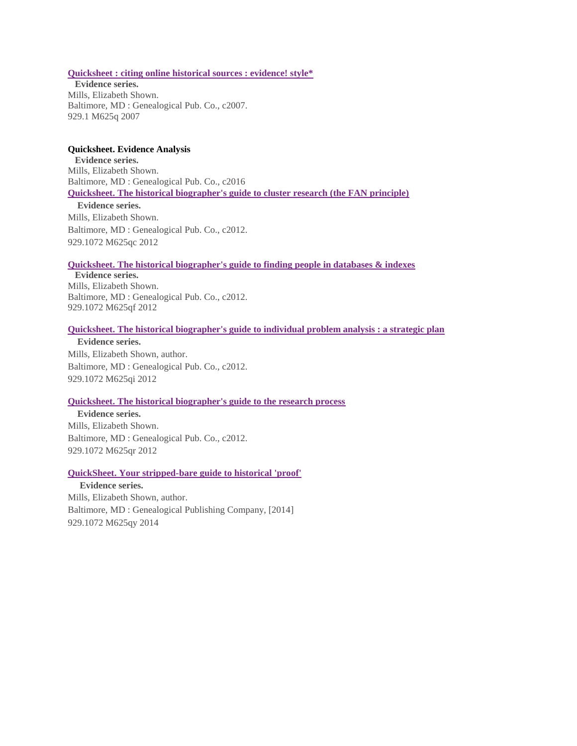**Quicksheet : citing online historical sources : evidence! style***

**Evidence series.**
Mills, Elizabeth Shown.
Baltimore, MD : Genealogical Pub. Co., c2007.
929.1 M625q 2007

**Quicksheet. Evidence Analysis**

**Evidence series.**
Mills, Elizabeth Shown.
Baltimore, MD : Genealogical Pub. Co., c2016

**Quicksheet. The historical biographer's guide to cluster research (the FAN principle)**

**Evidence series.**
Mills, Elizabeth Shown.
Baltimore, MD : Genealogical Pub. Co., c2012.
929.1072 M625qc 2012

**Quicksheet. The historical biographer's guide to finding people in databases & indexes**

**Evidence series.**
Mills, Elizabeth Shown.
Baltimore, MD : Genealogical Pub. Co., c2012.
929.1072 M625qf 2012

**Quicksheet. The historical biographer's guide to individual problem analysis : a strategic plan**

**Evidence series.**
Mills, Elizabeth Shown, author.
Baltimore, MD : Genealogical Pub. Co., c2012.
929.1072 M625qi 2012

**Quicksheet. The historical biographer's guide to the research process**

**Evidence series.**
Mills, Elizabeth Shown.
Baltimore, MD : Genealogical Pub. Co., c2012.
929.1072 M625qr 2012

**QuickSheet. Your stripped-bare guide to historical 'proof'**

**Evidence series.**
Mills, Elizabeth Shown, author.
Baltimore, MD : Genealogical Publishing Company, [2014]
929.1072 M625qy 2014